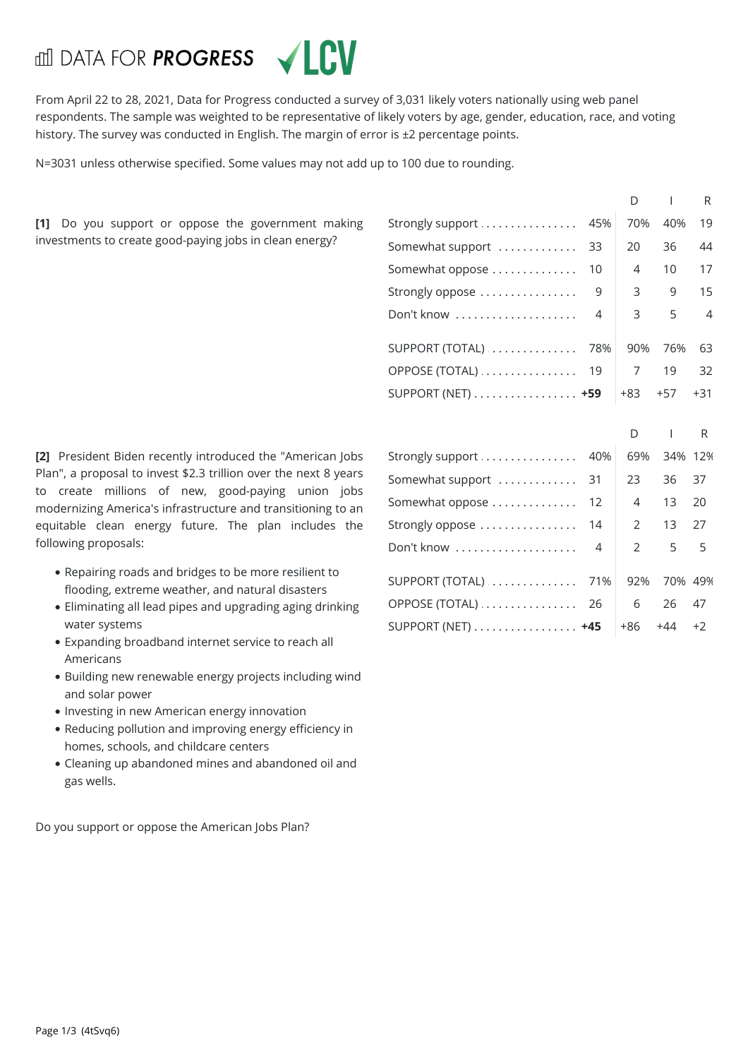DATA FOR **PROGRESS** LCV

From April 22 to 28, 2021, Data for Progress conducted a survey of 3,031 likely voters nationally using web panel respondents. The sample was weighted to be representative of likely voters by age, gender, education, race, and voting history. The survey was conducted in English. The margin of error is ±2 percentage points.

N=3031 unless otherwise specified. Some values may not add up to 100 due to rounding.

**[1]** Do you support or oppose the government making investments to create good-paying jobs in clean energy?

| | | D | I | R |
|---|---|---|---|---|
| Strongly support | 45% | 70% | 40% | 19 |
| Somewhat support | 33 | 20 | 36 | 44 |
| Somewhat oppose | 10 | 4 | 10 | 17 |
| Strongly oppose | 9 | 3 | 9 | 15 |
| Don't know | 4 | 3 | 5 | 4 |
| SUPPORT (TOTAL) | 78% | 90% | 76% | 63 |
| OPPOSE (TOTAL) | 19 | 7 | 19 | 32 |
| SUPPORT (NET) | **+59** | +83 | +57 | +31 |

**[2]** President Biden recently introduced the "American Jobs Plan", a proposal to invest $2.3 trillion over the next 8 years to create millions of new, good-paying union jobs modernizing America's infrastructure and transitioning to an equitable clean energy future. The plan includes the following proposals:

- Repairing roads and bridges to be more resilient to flooding, extreme weather, and natural disasters
- Eliminating all lead pipes and upgrading aging drinking water systems
- Expanding broadband internet service to reach all Americans
- Building new renewable energy projects including wind and solar power
- Investing in new American energy innovation
- Reducing pollution and improving energy efficiency in homes, schools, and childcare centers
- Cleaning up abandoned mines and abandoned oil and gas wells.

Do you support or oppose the American Jobs Plan?

| | | D | I | R |
|---|---|---|---|---|
| Strongly support | 40% | 69% | 34% | 12% |
| Somewhat support | 31 | 23 | 36 | 37 |
| Somewhat oppose | 12 | 4 | 13 | 20 |
| Strongly oppose | 14 | 2 | 13 | 27 |
| Don't know | 4 | 2 | 5 | 5 |
| SUPPORT (TOTAL) | 71% | 92% | 70% | 49% |
| OPPOSE (TOTAL) | 26 | 6 | 26 | 47 |
| SUPPORT (NET) | **+45** | +86 | +44 | +2 |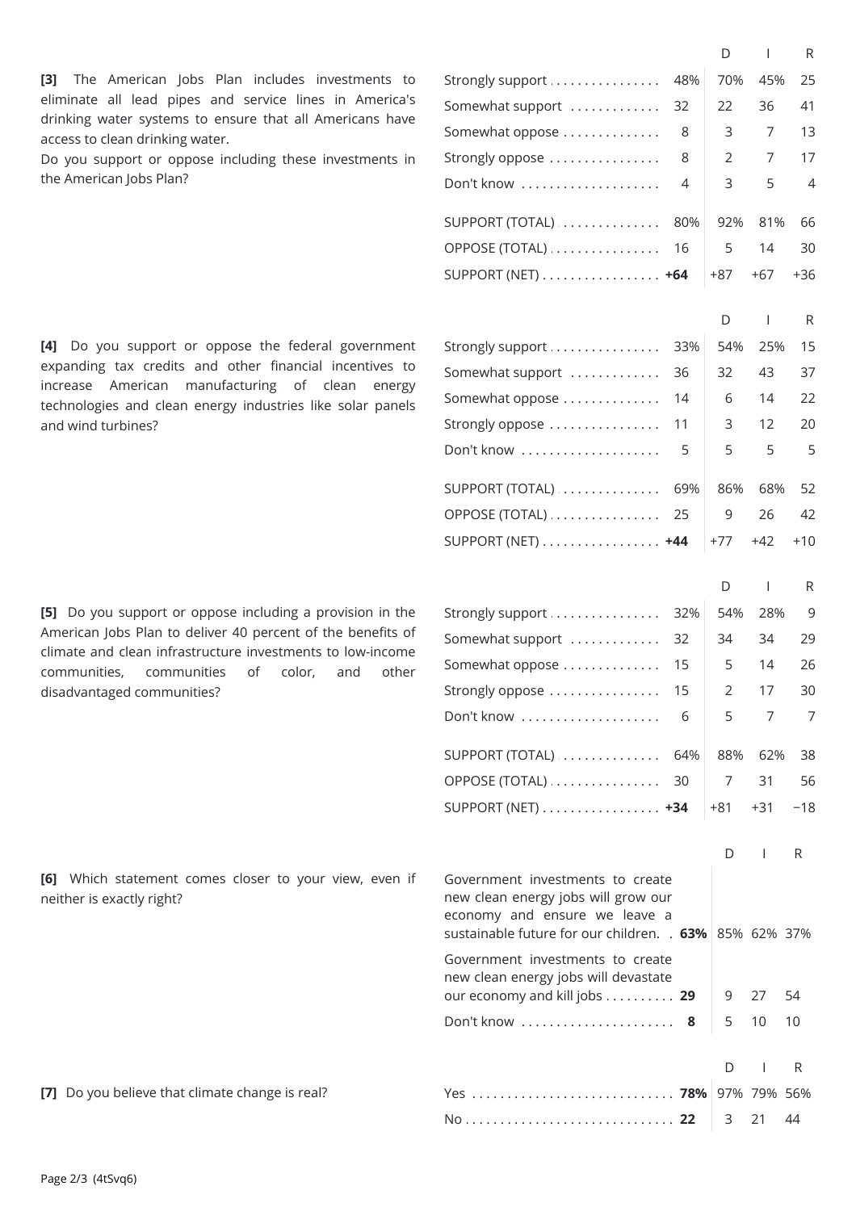**[3]** The American Jobs Plan includes investments to eliminate all lead pipes and service lines in America's drinking water systems to ensure that all Americans have access to clean drinking water.
Do you support or oppose including these investments in the American Jobs Plan?

| | | D | I | R |
|---|---|---|---|---|
| Strongly support | 48% | 70% | 45% | 25 |
| Somewhat support | 32 | 22 | 36 | 41 |
| Somewhat oppose | 8 | 3 | 7 | 13 |
| Strongly oppose | 8 | 2 | 7 | 17 |
| Don't know | 4 | 3 | 5 | 4 |
| SUPPORT (TOTAL) | 80% | 92% | 81% | 66 |
| OPPOSE (TOTAL) | 16 | 5 | 14 | 30 |
| SUPPORT (NET) | **+64** | +87 | +67 | +36 |

**[4]** Do you support or oppose the federal government expanding tax credits and other financial incentives to increase American manufacturing of clean energy technologies and clean energy industries like solar panels and wind turbines?

| | | D | I | R |
|---|---|---|---|---|
| Strongly support | 33% | 54% | 25% | 15 |
| Somewhat support | 36 | 32 | 43 | 37 |
| Somewhat oppose | 14 | 6 | 14 | 22 |
| Strongly oppose | 11 | 3 | 12 | 20 |
| Don't know | 5 | 5 | 5 | 5 |
| SUPPORT (TOTAL) | 69% | 86% | 68% | 52 |
| OPPOSE (TOTAL) | 25 | 9 | 26 | 42 |
| SUPPORT (NET) | **+44** | +77 | +42 | +10 |

**[5]** Do you support or oppose including a provision in the American Jobs Plan to deliver 40 percent of the benefits of climate and clean infrastructure investments to low-income communities, communities of color, and other disadvantaged communities?

| | | D | I | R |
|---|---|---|---|---|
| Strongly support | 32% | 54% | 28% | 9 |
| Somewhat support | 32 | 34 | 34 | 29 |
| Somewhat oppose | 15 | 5 | 14 | 26 |
| Strongly oppose | 15 | 2 | 17 | 30 |
| Don't know | 6 | 5 | 7 | 7 |
| SUPPORT (TOTAL) | 64% | 88% | 62% | 38 |
| OPPOSE (TOTAL) | 30 | 7 | 31 | 56 |
| SUPPORT (NET) | **+34** | +81 | +31 | −18 |

**[6]** Which statement comes closer to your view, even if neither is exactly right?

| | | D | I | R |
|---|---|---|---|---|
| Government investments to create new clean energy jobs will grow our economy and ensure we leave a sustainable future for our children. | **63%** | 85% | 62% | 37% |
| Government investments to create new clean energy jobs will devastate our economy and kill jobs | **29** | 9 | 27 | 54 |
| Don't know | **8** | 5 | 10 | 10 |

**[7]** Do you believe that climate change is real?

| | | D | I | R |
|---|---|---|---|---|
| Yes | **78%** | 97% | 79% | 56% |
| No | **22** | 3 | 21 | 44 |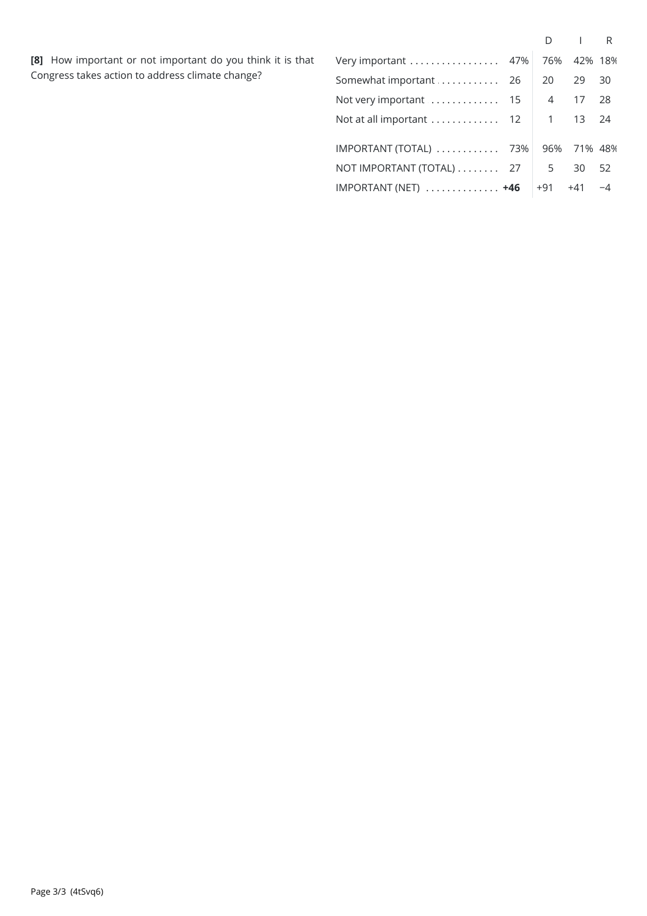**[8]** How important or not important do you think it is that Congress takes action to address climate change?

| | | D | I | R |
|---|---|---|---|---|
| Very important | 47% | 76% | 42% | 18% |
| Somewhat important | 26 | 20 | 29 | 30 |
| Not very important | 15 | 4 | 17 | 28 |
| Not at all important | 12 | 1 | 13 | 24 |
| IMPORTANT (TOTAL) | 73% | 96% | 71% | 48% |
| NOT IMPORTANT (TOTAL) | 27 | 5 | 30 | 52 |
| IMPORTANT (NET) | **+46** | +91 | +41 | −4 |